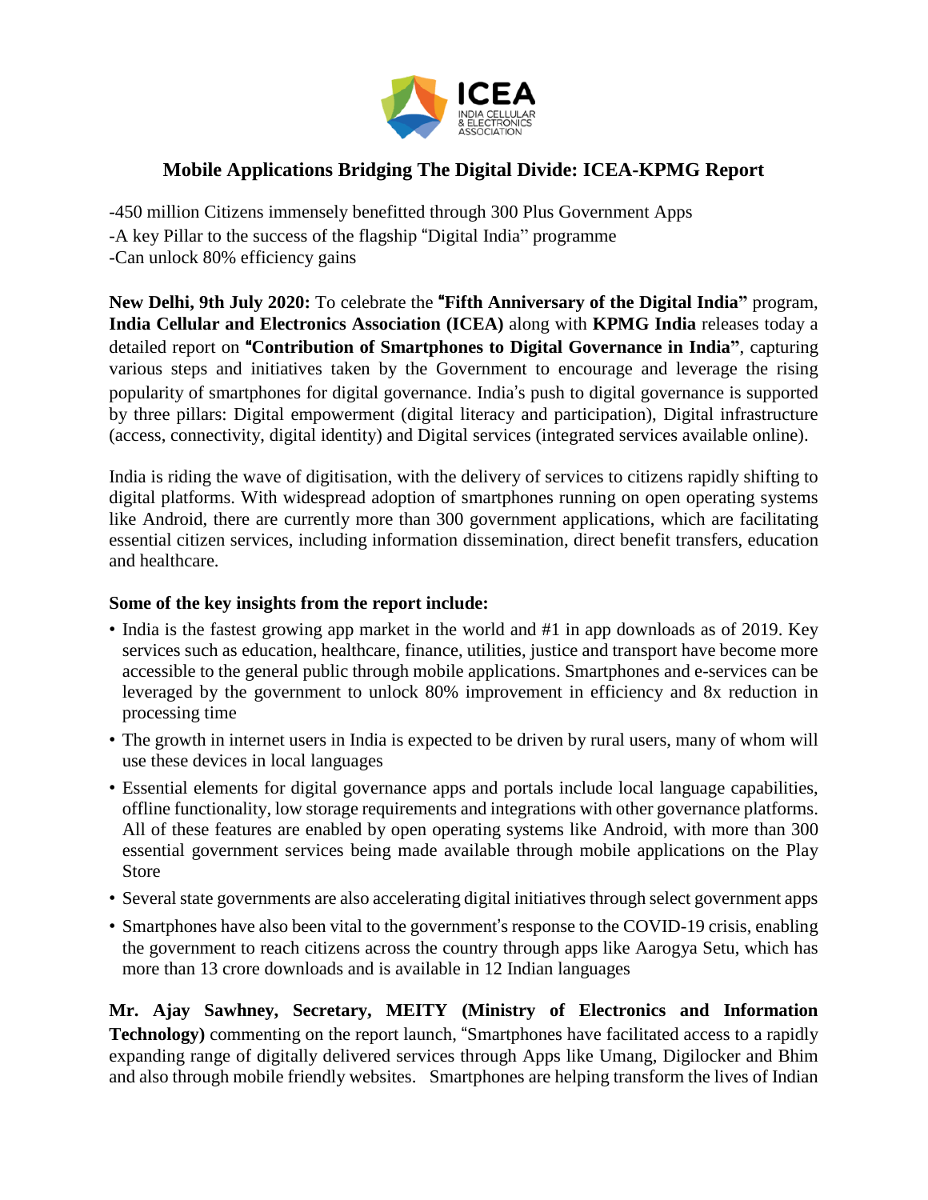# Mobile Applications Bridging The Digital Divide: ICEA-KPMG Report

-450 million Citizens immensely benefitted through 300 Plus Government Apps
-A key Pillar to the success of the flagship "Digital India" programme
-Can unlock 80% efficiency gains

**New Delhi, 9th July 2020:** To celebrate the **"Fifth Anniversary of the Digital India"** program, **India Cellular and Electronics Association (ICEA)** along with **KPMG India** releases today a detailed report on **"Contribution of Smartphones to Digital Governance in India"**, capturing various steps and initiatives taken by the Government to encourage and leverage the rising popularity of smartphones for digital governance. India's push to digital governance is supported by three pillars: Digital empowerment (digital literacy and participation), Digital infrastructure (access, connectivity, digital identity) and Digital services (integrated services available online).

India is riding the wave of digitisation, with the delivery of services to citizens rapidly shifting to digital platforms. With widespread adoption of smartphones running on open operating systems like Android, there are currently more than 300 government applications, which are facilitating essential citizen services, including information dissemination, direct benefit transfers, education and healthcare.

**Some of the key insights from the report include:**

- India is the fastest growing app market in the world and #1 in app downloads as of 2019. Key services such as education, healthcare, finance, utilities, justice and transport have become more accessible to the general public through mobile applications. Smartphones and e-services can be leveraged by the government to unlock 80% improvement in efficiency and 8x reduction in processing time
- The growth in internet users in India is expected to be driven by rural users, many of whom will use these devices in local languages
- Essential elements for digital governance apps and portals include local language capabilities, offline functionality, low storage requirements and integrations with other governance platforms. All of these features are enabled by open operating systems like Android, with more than 300 essential government services being made available through mobile applications on the Play Store
- Several state governments are also accelerating digital initiatives through select government apps
- Smartphones have also been vital to the government's response to the COVID-19 crisis, enabling the government to reach citizens across the country through apps like Aarogya Setu, which has more than 13 crore downloads and is available in 12 Indian languages

**Mr. Ajay Sawhney, Secretary, MEITY (Ministry of Electronics and Information Technology)** commenting on the report launch, "Smartphones have facilitated access to a rapidly expanding range of digitally delivered services through Apps like Umang, Digilocker and Bhim and also through mobile friendly websites. Smartphones are helping transform the lives of Indian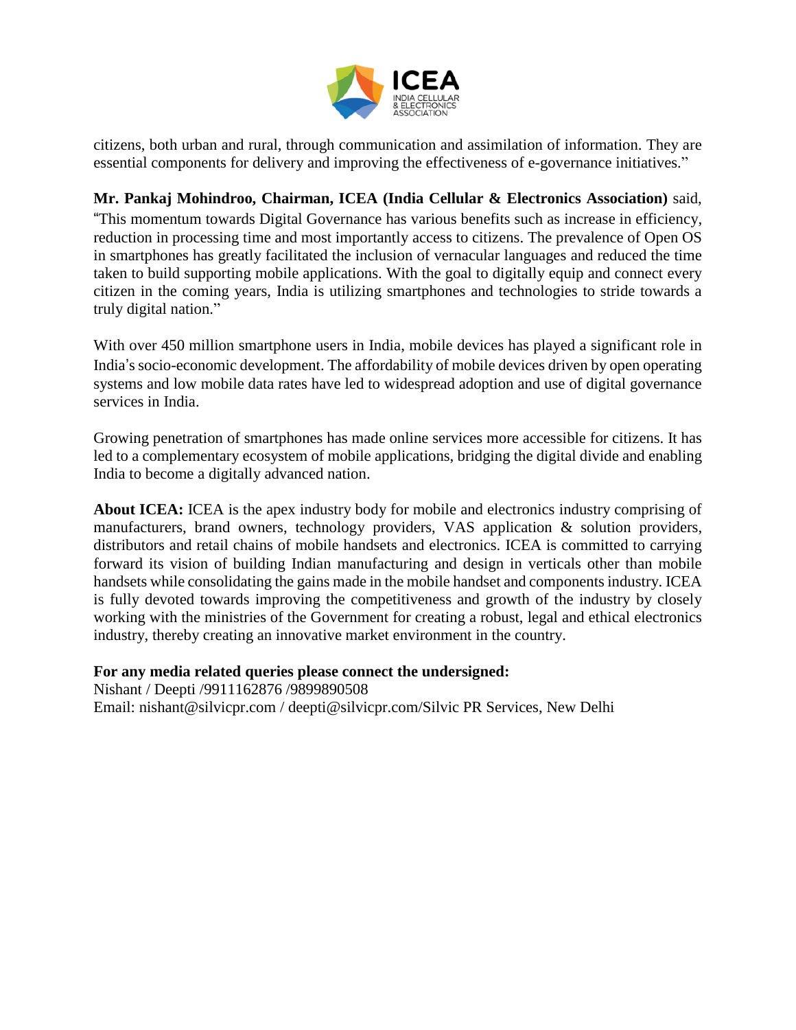citizens, both urban and rural, through communication and assimilation of information. They are essential components for delivery and improving the effectiveness of e-governance initiatives."

**Mr. Pankaj Mohindroo, Chairman, ICEA (India Cellular & Electronics Association)** said, "This momentum towards Digital Governance has various benefits such as increase in efficiency, reduction in processing time and most importantly access to citizens. The prevalence of Open OS in smartphones has greatly facilitated the inclusion of vernacular languages and reduced the time taken to build supporting mobile applications. With the goal to digitally equip and connect every citizen in the coming years, India is utilizing smartphones and technologies to stride towards a truly digital nation."

With over 450 million smartphone users in India, mobile devices has played a significant role in India's socio-economic development. The affordability of mobile devices driven by open operating systems and low mobile data rates have led to widespread adoption and use of digital governance services in India.

Growing penetration of smartphones has made online services more accessible for citizens. It has led to a complementary ecosystem of mobile applications, bridging the digital divide and enabling India to become a digitally advanced nation.

**About ICEA:** ICEA is the apex industry body for mobile and electronics industry comprising of manufacturers, brand owners, technology providers, VAS application & solution providers, distributors and retail chains of mobile handsets and electronics. ICEA is committed to carrying forward its vision of building Indian manufacturing and design in verticals other than mobile handsets while consolidating the gains made in the mobile handset and components industry. ICEA is fully devoted towards improving the competitiveness and growth of the industry by closely working with the ministries of the Government for creating a robust, legal and ethical electronics industry, thereby creating an innovative market environment in the country.

**For any media related queries please connect the undersigned:**
Nishant / Deepti /9911162876 /9899890508
Email: nishant@silvicpr.com / deepti@silvicpr.com/Silvic PR Services, New Delhi